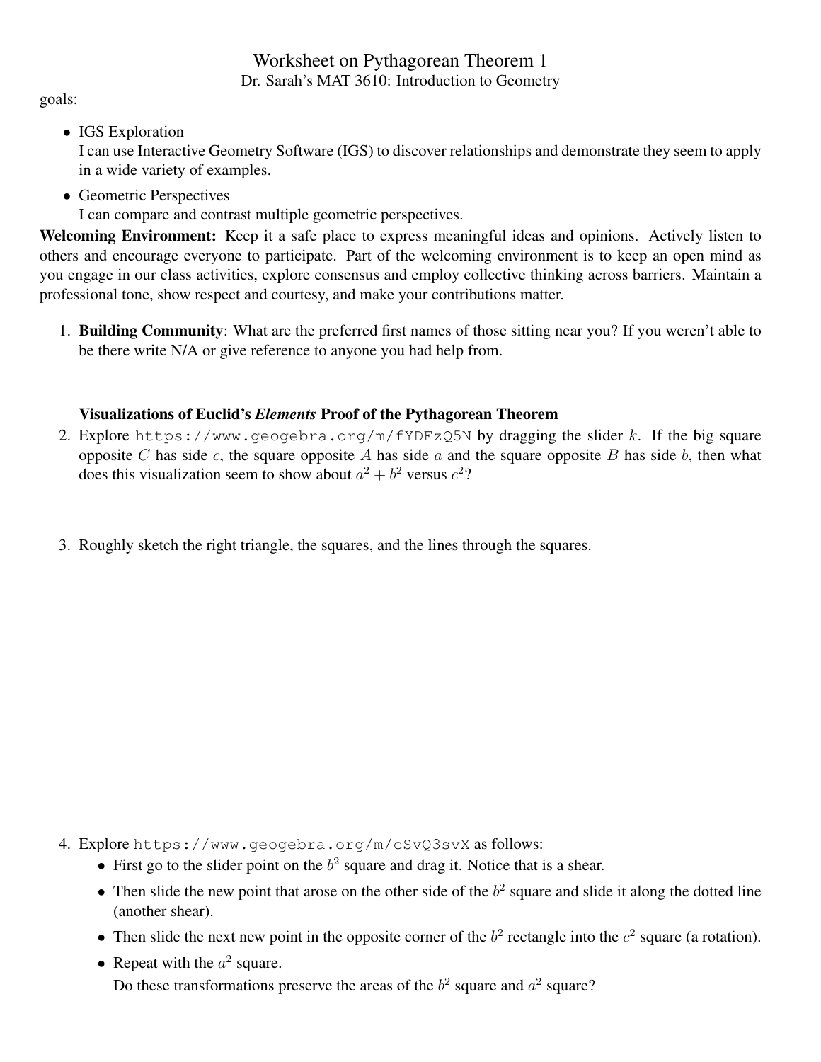# Worksheet on Pythagorean Theorem 1

Dr. Sarah's MAT 3610: Introduction to Geometry

goals:

- IGS Exploration
  I can use Interactive Geometry Software (IGS) to discover relationships and demonstrate they seem to apply in a wide variety of examples.
- Geometric Perspectives
  I can compare and contrast multiple geometric perspectives.

**Welcoming Environment:** Keep it a safe place to express meaningful ideas and opinions. Actively listen to others and encourage everyone to participate. Part of the welcoming environment is to keep an open mind as you engage in our class activities, explore consensus and employ collective thinking across barriers. Maintain a professional tone, show respect and courtesy, and make your contributions matter.

1. **Building Community**: What are the preferred first names of those sitting near you? If you weren't able to be there write N/A or give reference to anyone you had help from.

### Visualizations of Euclid's *Elements* Proof of the Pythagorean Theorem

2. Explore `https://www.geogebra.org/m/fYDFzQ5N` by dragging the slider $k$. If the big square opposite $C$ has side $c$, the square opposite $A$ has side $a$ and the square opposite $B$ has side $b$, then what does this visualization seem to show about $a^2 + b^2$ versus $c^2$?

3. Roughly sketch the right triangle, the squares, and the lines through the squares.

4. Explore `https://www.geogebra.org/m/cSvQ3svX` as follows:
   - First go to the slider point on the $b^2$ square and drag it. Notice that is a shear.
   - Then slide the new point that arose on the other side of the $b^2$ square and slide it along the dotted line (another shear).
   - Then slide the next new point in the opposite corner of the $b^2$ rectangle into the $c^2$ square (a rotation).
   - Repeat with the $a^2$ square.

   Do these transformations preserve the areas of the $b^2$ square and $a^2$ square?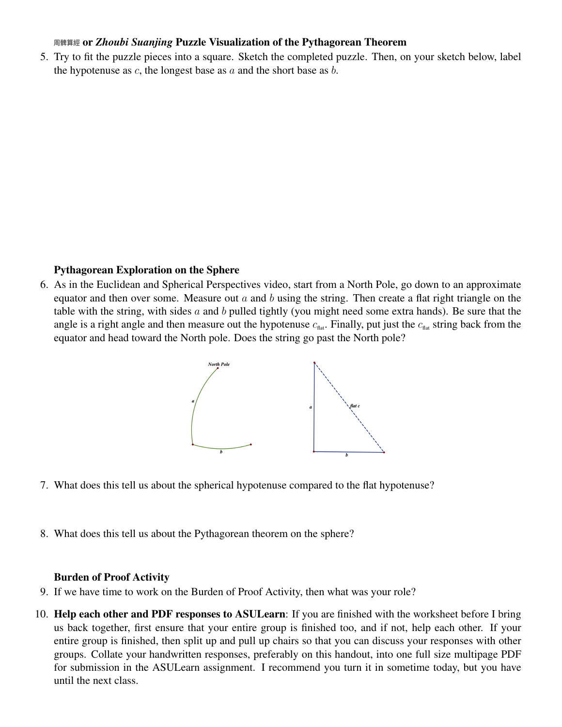### 周髀算經 or *Zhoubi Suanjing* Puzzle Visualization of the Pythagorean Theorem

5. Try to fit the puzzle pieces into a square. Sketch the completed puzzle. Then, on your sketch below, label the hypotenuse as $c$, the longest base as $a$ and the short base as $b$.

### Pythagorean Exploration on the Sphere

6. As in the Euclidean and Spherical Perspectives video, start from a North Pole, go down to an approximate equator and then over some. Measure out $a$ and $b$ using the string. Then create a flat right triangle on the table with the string, with sides $a$ and $b$ pulled tightly (you might need some extra hands). Be sure that the angle is a right angle and then measure out the hypotenuse $c_{\text{flat}}$. Finally, put just the $c_{\text{flat}}$ string back from the equator and head toward the North pole. Does the string go past the North pole?

North Pole

a

b

a

flat c

b

7. What does this tell us about the spherical hypotenuse compared to the flat hypotenuse?

8. What does this tell us about the Pythagorean theorem on the sphere?

### Burden of Proof Activity

9. If we have time to work on the Burden of Proof Activity, then what was your role?

10. **Help each other and PDF responses to ASULearn**: If you are finished with the worksheet before I bring us back together, first ensure that your entire group is finished too, and if not, help each other. If your entire group is finished, then split up and pull up chairs so that you can discuss your responses with other groups. Collate your handwritten responses, preferably on this handout, into one full size multipage PDF for submission in the ASULearn assignment. I recommend you turn it in sometime today, but you have until the next class.